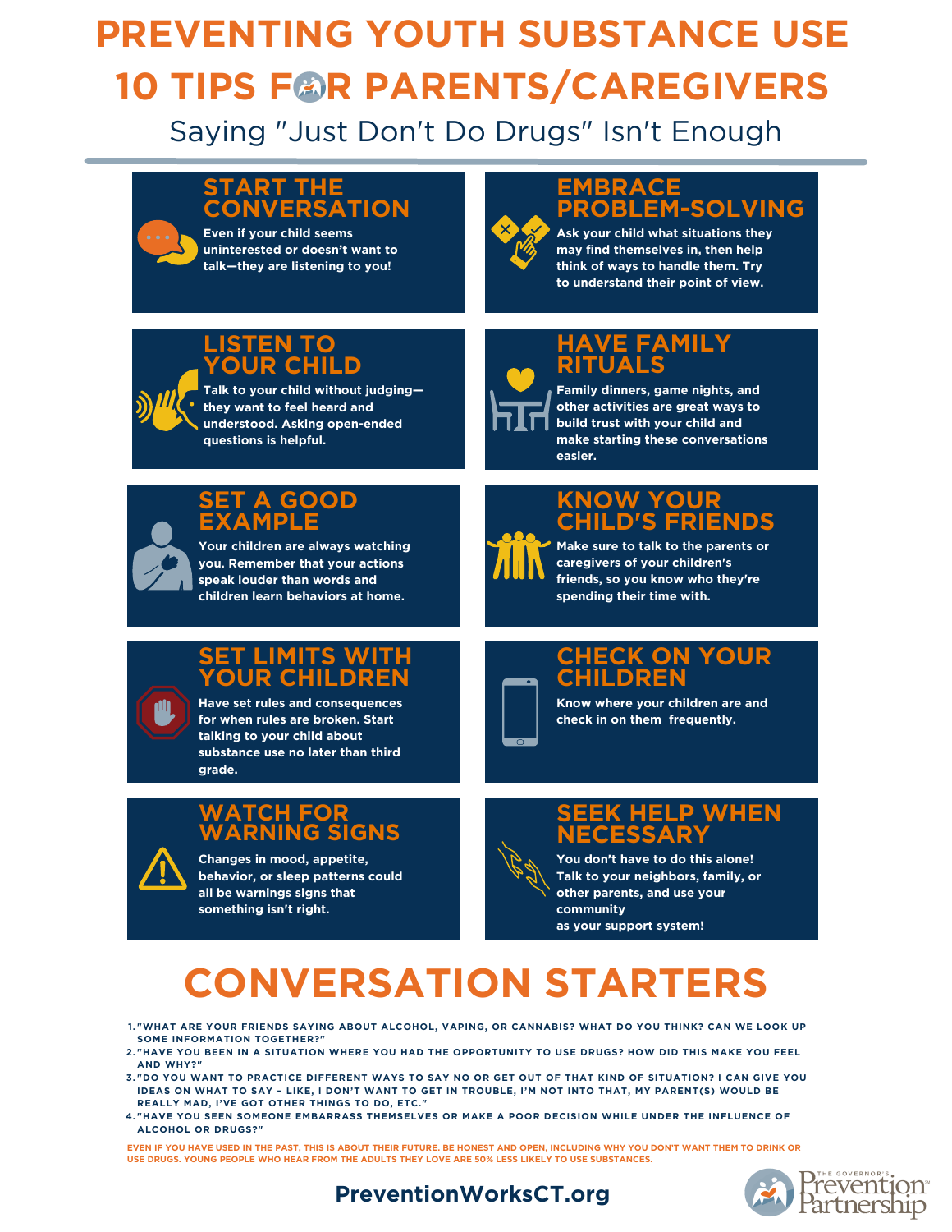# PREVENTING YOUTH SUBSTANCE USE

# 10 TIPS FOR PARENTS/CAREGIVERS

## Saying "Just Don't Do Drugs" Isn't Enough

### START THE CONVERSATION

Even if your child seems uninterested or doesn't want to talk—they are listening to you!

### EMBRACE PROBLEM-SOLVING

Ask your child what situations they may find themselves in, then help think of ways to handle them. Try to understand their point of view.

### LISTEN TO YOUR CHILD

Talk to your child without judging—they want to feel heard and understood. Asking open-ended questions is helpful.

### HAVE FAMILY RITUALS

Family dinners, game nights, and other activities are great ways to build trust with your child and make starting these conversations easier.

### SET A GOOD EXAMPLE

Your children are always watching you. Remember that your actions speak louder than words and children learn behaviors at home.

### KNOW YOUR CHILD'S FRIENDS

Make sure to talk to the parents or caregivers of your children's friends, so you know who they're spending their time with.

### SET LIMITS WITH YOUR CHILDREN

Have set rules and consequences for when rules are broken. Start talking to your child about substance use no later than third grade.

### CHECK ON YOUR CHILDREN

Know where your children are and check in on them frequently.

### WATCH FOR WARNING SIGNS

Changes in mood, appetite, behavior, or sleep patterns could all be warnings signs that something isn't right.

### SEEK HELP WHEN NECESSARY

You don't have to do this alone! Talk to your neighbors, family, or other parents, and use your community as your support system!

## CONVERSATION STARTERS

1. "WHAT ARE YOUR FRIENDS SAYING ABOUT ALCOHOL, VAPING, OR CANNABIS? WHAT DO YOU THINK? CAN WE LOOK UP SOME INFORMATION TOGETHER?"
2. "HAVE YOU BEEN IN A SITUATION WHERE YOU HAD THE OPPORTUNITY TO USE DRUGS? HOW DID THIS MAKE YOU FEEL AND WHY?"
3. "DO YOU WANT TO PRACTICE DIFFERENT WAYS TO SAY NO OR GET OUT OF THAT KIND OF SITUATION? I CAN GIVE YOU IDEAS ON WHAT TO SAY – LIKE, I DON'T WANT TO GET IN TROUBLE, I'M NOT INTO THAT, MY PARENT(S) WOULD BE REALLY MAD, I'VE GOT OTHER THINGS TO DO, ETC."
4. "HAVE YOU SEEN SOMEONE EMBARRASS THEMSELVES OR MAKE A POOR DECISION WHILE UNDER THE INFLUENCE OF ALCOHOL OR DRUGS?"

EVEN IF YOU HAVE USED IN THE PAST, THIS IS ABOUT THEIR FUTURE. BE HONEST AND OPEN, INCLUDING WHY YOU DON'T WANT THEM TO DRINK OR USE DRUGS. YOUNG PEOPLE WHO HEAR FROM THE ADULTS THEY LOVE ARE 50% LESS LIKELY TO USE SUBSTANCES.

**PreventionWorksCT.org**

The Governor's Prevention Partnership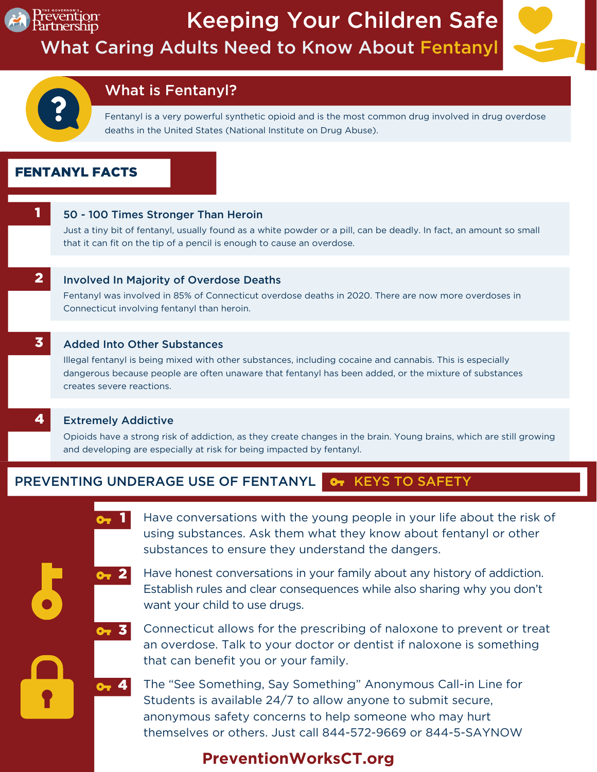THE GOVERNOR'S Prevention Partnership

# Keeping Your Children Safe

## What Caring Adults Need to Know About Fentanyl

### What is Fentanyl?

Fentanyl is a very powerful synthetic opioid and is the most common drug involved in drug overdose deaths in the United States (National Institute on Drug Abuse).

## FENTANYL FACTS

**1 — 50 - 100 Times Stronger Than Heroin**

Just a tiny bit of fentanyl, usually found as a white powder or a pill, can be deadly. In fact, an amount so small that it can fit on the tip of a pencil is enough to cause an overdose.

**2 — Involved In Majority of Overdose Deaths**

Fentanyl was involved in 85% of Connecticut overdose deaths in 2020. There are now more overdoses in Connecticut involving fentanyl than heroin.

**3 — Added Into Other Substances**

Illegal fentanyl is being mixed with other substances, including cocaine and cannabis. This is especially dangerous because people are often unaware that fentanyl has been added, or the mixture of substances creates severe reactions.

**4 — Extremely Addictive**

Opioids have a strong risk of addiction, as they create changes in the brain. Young brains, which are still growing and developing are especially at risk for being impacted by fentanyl.

## PREVENTING UNDERAGE USE OF FENTANYL — KEYS TO SAFETY

1. Have conversations with the young people in your life about the risk of using substances. Ask them what they know about fentanyl or other substances to ensure they understand the dangers.
2. Have honest conversations in your family about any history of addiction. Establish rules and clear consequences while also sharing why you don't want your child to use drugs.
3. Connecticut allows for the prescribing of naloxone to prevent or treat an overdose. Talk to your doctor or dentist if naloxone is something that can benefit you or your family.
4. The "See Something, Say Something" Anonymous Call-in Line for Students is available 24/7 to allow anyone to submit secure, anonymous safety concerns to help someone who may hurt themselves or others. Just call 844-572-9669 or 844-5-SAYNOW

**PreventionWorksCT.org**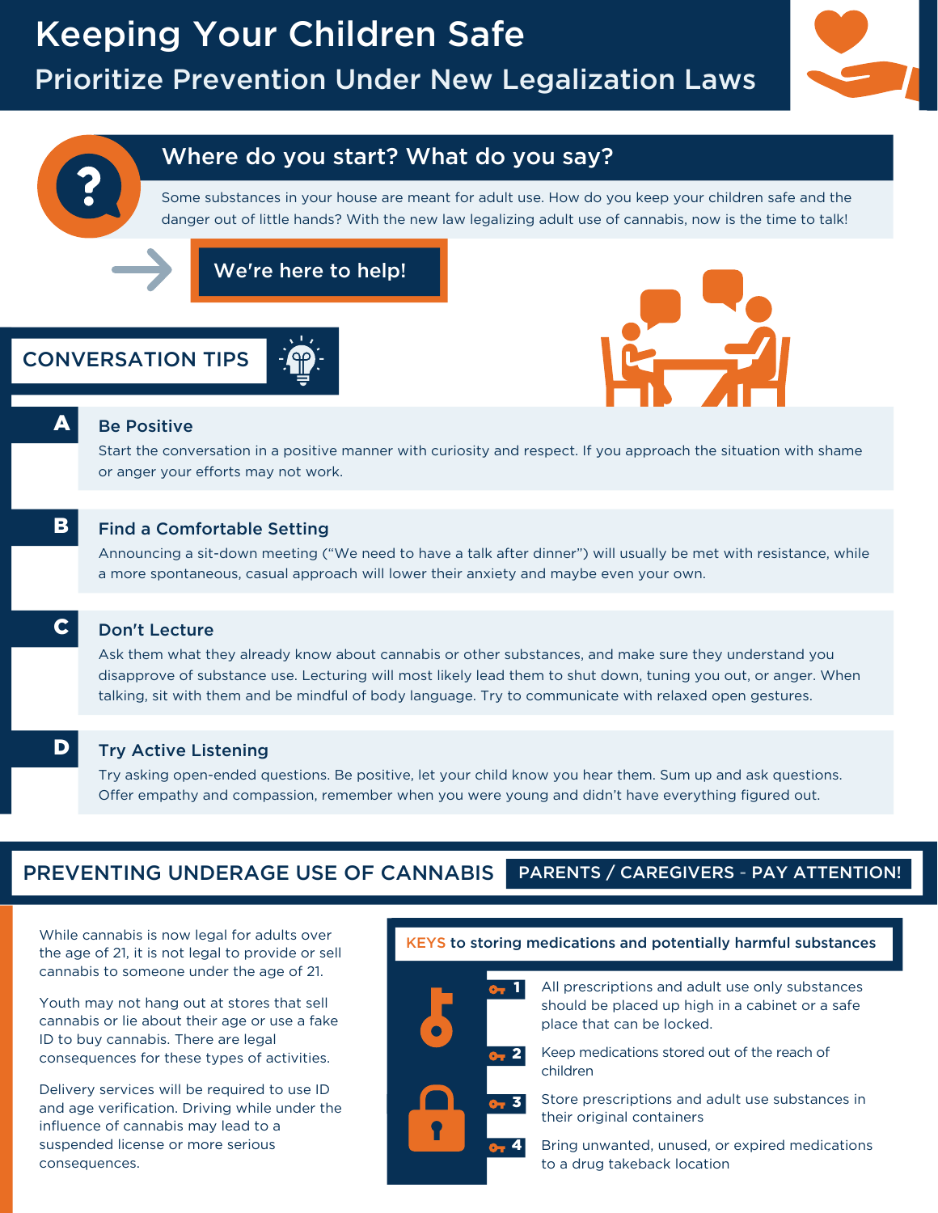# Keeping Your Children Safe

## Prioritize Prevention Under New Legalization Laws

### Where do you start? What do you say?

Some substances in your house are meant for adult use. How do you keep your children safe and the danger out of little hands? With the new law legalizing adult use of cannabis, now is the time to talk!

**We're here to help!**

## CONVERSATION TIPS

**A — Be Positive**

Start the conversation in a positive manner with curiosity and respect. If you approach the situation with shame or anger your efforts may not work.

**B — Find a Comfortable Setting**

Announcing a sit-down meeting ("We need to have a talk after dinner") will usually be met with resistance, while a more spontaneous, casual approach will lower their anxiety and maybe even your own.

**C — Don't Lecture**

Ask them what they already know about cannabis or other substances, and make sure they understand you disapprove of substance use. Lecturing will most likely lead them to shut down, tuning you out, or anger. When talking, sit with them and be mindful of body language. Try to communicate with relaxed open gestures.

**D — Try Active Listening**

Try asking open-ended questions. Be positive, let your child know you hear them. Sum up and ask questions. Offer empathy and compassion, remember when you were young and didn't have everything figured out.

## PREVENTING UNDERAGE USE OF CANNABIS

**PARENTS / CAREGIVERS - PAY ATTENTION!**

While cannabis is now legal for adults over the age of 21, it is not legal to provide or sell cannabis to someone under the age of 21.

Youth may not hang out at stores that sell cannabis or lie about their age or use a fake ID to buy cannabis. There are legal consequences for these types of activities.

Delivery services will be required to use ID and age verification. Driving while under the influence of cannabis may lead to a suspended license or more serious consequences.

### KEYS to storing medications and potentially harmful substances

1. All prescriptions and adult use only substances should be placed up high in a cabinet or a safe place that can be locked.
2. Keep medications stored out of the reach of children
3. Store prescriptions and adult use substances in their original containers
4. Bring unwanted, unused, or expired medications to a drug takeback location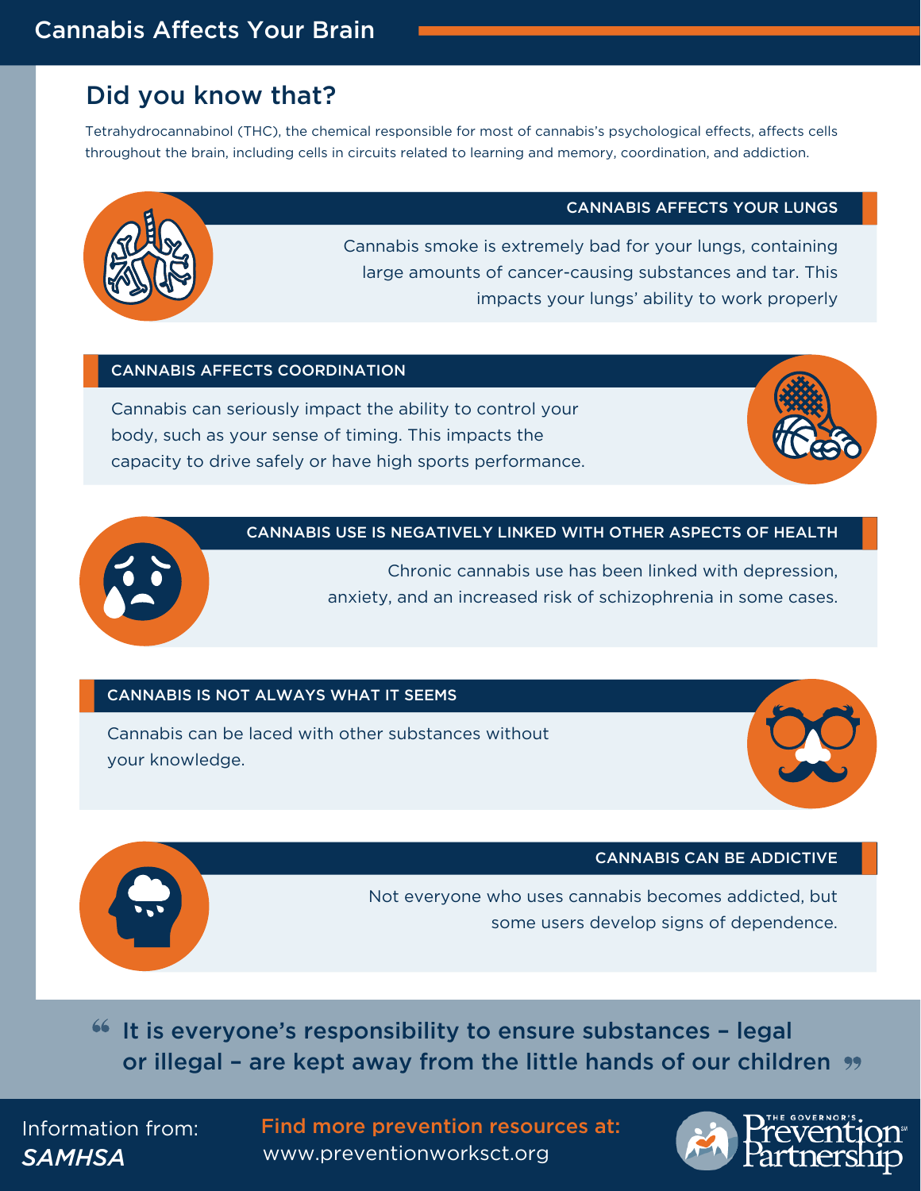# Cannabis Affects Your Brain

## Did you know that?

Tetrahydrocannabinol (THC), the chemical responsible for most of cannabis's psychological effects, affects cells throughout the brain, including cells in circuits related to learning and memory, coordination, and addiction.

### CANNABIS AFFECTS YOUR LUNGS

Cannabis smoke is extremely bad for your lungs, containing large amounts of cancer-causing substances and tar. This impacts your lungs' ability to work properly

### CANNABIS AFFECTS COORDINATION

Cannabis can seriously impact the ability to control your body, such as your sense of timing. This impacts the capacity to drive safely or have high sports performance.

### CANNABIS USE IS NEGATIVELY LINKED WITH OTHER ASPECTS OF HEALTH

Chronic cannabis use has been linked with depression, anxiety, and an increased risk of schizophrenia in some cases.

### CANNABIS IS NOT ALWAYS WHAT IT SEEMS

Cannabis can be laced with other substances without your knowledge.

### CANNABIS CAN BE ADDICTIVE

Not everyone who uses cannabis becomes addicted, but some users develop signs of dependence.

> "It is everyone's responsibility to ensure substances – legal or illegal – are kept away from the little hands of our children"

Information from: *SAMHSA*

**Find more prevention resources at:** www.preventionworksct.org

The Governor's Prevention Partnership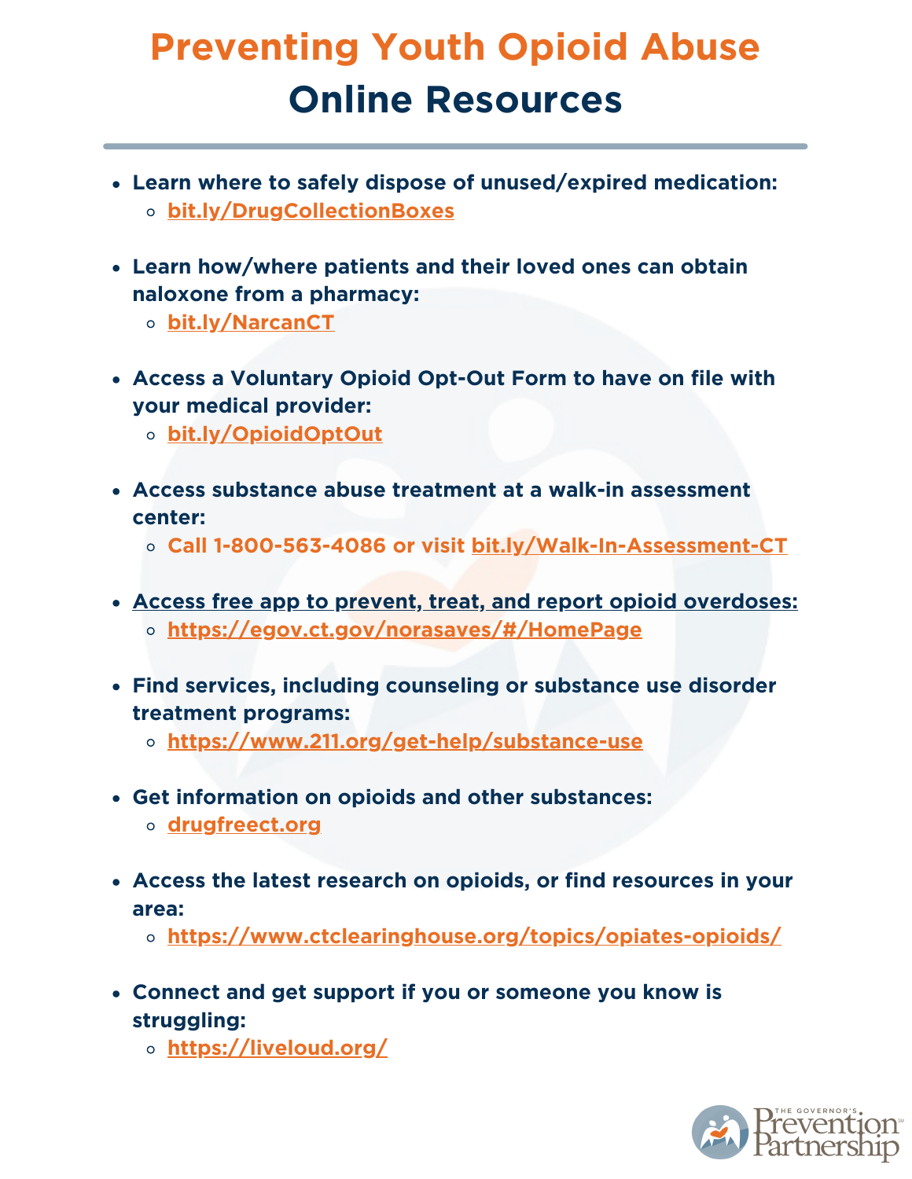# Preventing Youth Opioid Abuse

## Online Resources

- **Learn where to safely dispose of unused/expired medication:**
  - **bit.ly/DrugCollectionBoxes**
- **Learn how/where patients and their loved ones can obtain naloxone from a pharmacy:**
  - **bit.ly/NarcanCT**
- **Access a Voluntary Opioid Opt-Out Form to have on file with your medical provider:**
  - **bit.ly/OpioidOptOut**
- **Access substance abuse treatment at a walk-in assessment center:**
  - **Call 1-800-563-4086 or visit bit.ly/Walk-In-Assessment-CT**
- **Access free app to prevent, treat, and report opioid overdoses:**
  - **https://egov.ct.gov/norasaves/#/HomePage**
- **Find services, including counseling or substance use disorder treatment programs:**
  - **https://www.211.org/get-help/substance-use**
- **Get information on opioids and other substances:**
  - **drugfreect.org**
- **Access the latest research on opioids, or find resources in your area:**
  - **https://www.ctclearinghouse.org/topics/opiates-opioids/**
- **Connect and get support if you or someone you know is struggling:**
  - **https://liveloud.org/**

The Governor's Prevention Partnership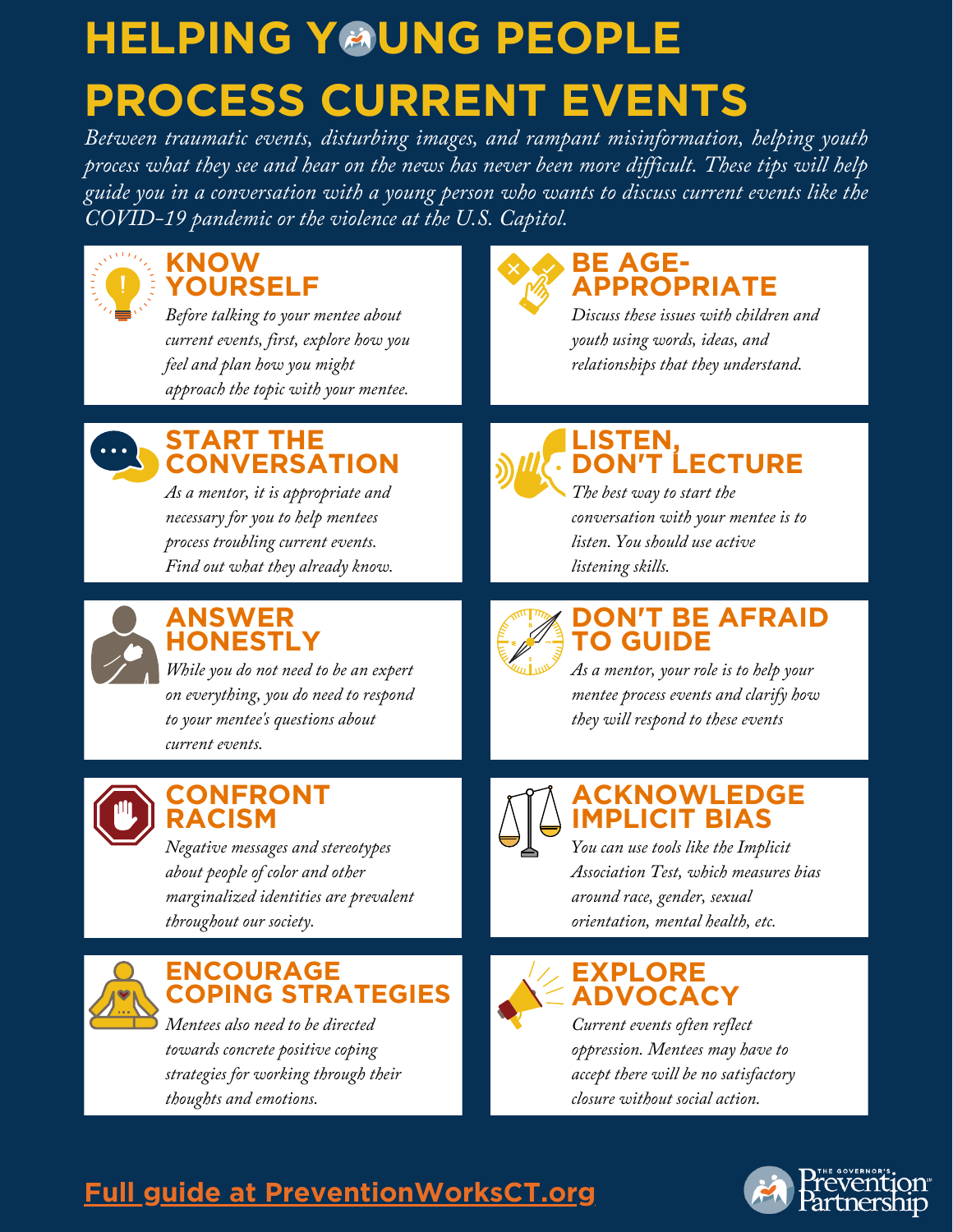# HELPING YOUNG PEOPLE PROCESS CURRENT EVENTS

*Between traumatic events, disturbing images, and rampant misinformation, helping youth process what they see and hear on the news has never been more difficult. These tips will help guide you in a conversation with a young person who wants to discuss current events like the COVID-19 pandemic or the violence at the U.S. Capitol.*

## KNOW YOURSELF

*Before talking to your mentee about current events, first, explore how you feel and plan how you might approach the topic with your mentee.*

## BE AGE-APPROPRIATE

*Discuss these issues with children and youth using words, ideas, and relationships that they understand.*

## START THE CONVERSATION

*As a mentor, it is appropriate and necessary for you to help mentees process troubling current events. Find out what they already know.*

## LISTEN, DON'T LECTURE

*The best way to start the conversation with your mentee is to listen. You should use active listening skills.*

## ANSWER HONESTLY

*While you do not need to be an expert on everything, you do need to respond to your mentee's questions about current events.*

## DON'T BE AFRAID TO GUIDE

*As a mentor, your role is to help your mentee process events and clarify how they will respond to these events*

## CONFRONT RACISM

*Negative messages and stereotypes about people of color and other marginalized identities are prevalent throughout our society.*

## ACKNOWLEDGE IMPLICIT BIAS

*You can use tools like the Implicit Association Test, which measures bias around race, gender, sexual orientation, mental health, etc.*

## ENCOURAGE COPING STRATEGIES

*Mentees also need to be directed towards concrete positive coping strategies for working through their thoughts and emotions.*

## EXPLORE ADVOCACY

*Current events often reflect oppression. Mentees may have to accept there will be no satisfactory closure without social action.*

**Full guide at PreventionWorksCT.org**

The Governor's Prevention Partnership